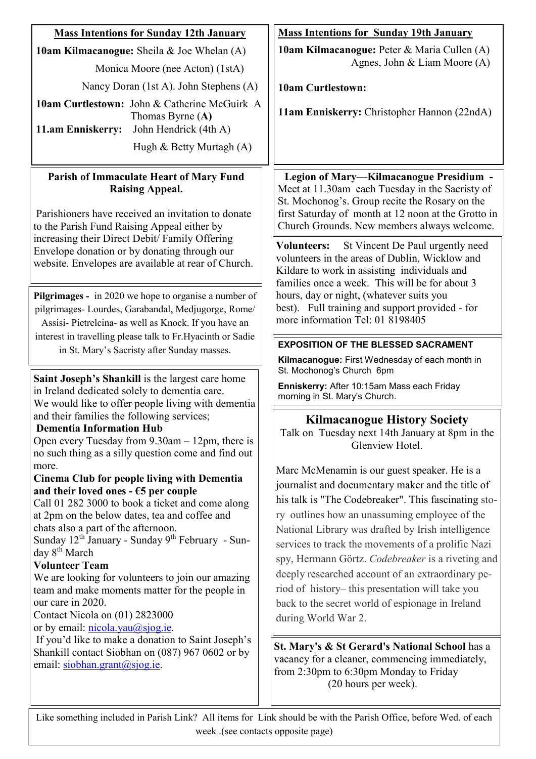## Mass Intentions for Sunday 12th January

**10am Kilmacanogue:** Sheila & Joe Whelan (A)
Monica Moore (nee Acton) (1stA)
Nancy Doran (1st A). John Stephens (A)

**10am Curtlestown:** John & Catherine McGuirk A
Thomas Byrne **(A)**

**11.am Enniskerry:** John Hendrick (4th A)
Hugh & Betty Murtagh (A)

## Parish of Immaculate Heart of Mary Fund Raising Appeal.

Parishioners have received an invitation to donate to the Parish Fund Raising Appeal either by increasing their Direct Debit/ Family Offering Envelope donation or by donating through our website. Envelopes are available at rear of Church.

**Pilgrimages -** in 2020 we hope to organise a number of pilgrimages- Lourdes, Garabandal, Medjugorge, Rome/ Assisi- Pietrelcina- as well as Knock. If you have an interest in travelling please talk to Fr.Hyacinth or Sadie in St. Mary's Sacristy after Sunday masses.

**Saint Joseph's Shankill** is the largest care home in Ireland dedicated solely to dementia care. We would like to offer people living with dementia and their families the following services;

**Dementia Information Hub**

Open every Tuesday from 9.30am – 12pm, there is no such thing as a silly question come and find out more.

**Cinema Club for people living with Dementia and their loved ones - €5 per couple**

Call 01 282 3000 to book a ticket and come along at 2pm on the below dates, tea and coffee and chats also a part of the afternoon.
Sunday 12th January - Sunday 9th February - Sunday 8th March

**Volunteer Team**

We are looking for volunteers to join our amazing team and make moments matter for the people in our care in 2020.
Contact Nicola on (01) 2823000
or by email: nicola.yau@sjog.ie.
If you'd like to make a donation to Saint Joseph's Shankill contact Siobhan on (087) 967 0602 or by email: siobhan.grant@sjog.ie.

## Mass Intentions for Sunday 19th January

**10am Kilmacanogue:** Peter & Maria Cullen (A)
Agnes, John & Liam Moore (A)

**10am Curtlestown:**

**11am Enniskerry:** Christopher Hannon (22ndA)

**Legion of Mary—Kilmacanogue Presidium -** Meet at 11.30am each Tuesday in the Sacristy of St. Mochonog's. Group recite the Rosary on the first Saturday of month at 12 noon at the Grotto in Church Grounds. New members always welcome.

**Volunteers:** St Vincent De Paul urgently need volunteers in the areas of Dublin, Wicklow and Kildare to work in assisting individuals and families once a week. This will be for about 3 hours, day or night, (whatever suits you best). Full training and support provided - for more information Tel: 01 8198405

**EXPOSITION OF THE BLESSED SACRAMENT**

**Kilmacanogue:** First Wednesday of each month in St. Mochonog's Church 6pm

**Enniskerry:** After 10:15am Mass each Friday morning in St. Mary's Church.

## Kilmacanogue History Society

Talk on Tuesday next 14th January at 8pm in the Glenview Hotel.

Marc McMenamin is our guest speaker. He is a journalist and documentary maker and the title of his talk is "The Codebreaker". This fascinating story outlines how an unassuming employee of the National Library was drafted by Irish intelligence services to track the movements of a prolific Nazi spy, Hermann Görtz. *Codebreaker* is a riveting and deeply researched account of an extraordinary period of history– this presentation will take you back to the secret world of espionage in Ireland during World War 2.

**St. Mary's & St Gerard's National School** has a vacancy for a cleaner, commencing immediately, from 2:30pm to 6:30pm Monday to Friday (20 hours per week).

Like something included in Parish Link? All items for Link should be with the Parish Office, before Wed. of each week .(see contacts opposite page)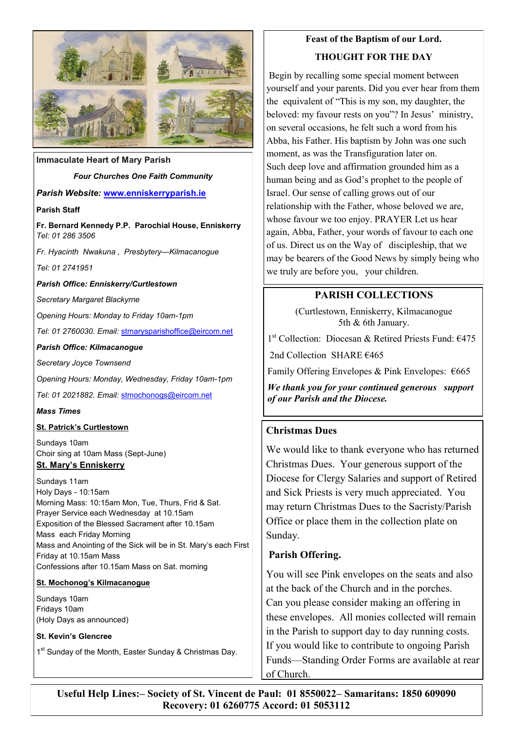**Immaculate Heart of Mary Parish**

***Four Churches One Faith Community***

***Parish Website:*** **www.enniskerryparish.ie**

**Parish Staff**

**Fr. Bernard Kennedy P.P. Parochial House, Enniskerry**
*Tel: 01 286 3506*

*Fr. Hyacinth Nwakuna , Presbytery—Kilmacanogue*

*Tel: 01 2741951*

***Parish Office: Enniskerry/Curtlestown***

*Secretary Margaret Blackyrne*

*Opening Hours: Monday to Friday 10am-1pm*

*Tel: 01 2760030. Email:* stmarysparishoffice@eircom.net

***Parish Office: Kilmacanogue***

*Secretary Joyce Townsend*

*Opening Hours: Monday, Wednesday, Friday 10am-1pm*

*Tel: 01 2021882. Email:* stmochonogs@eircom.net

***Mass Times***

**St. Patrick's Curtlestown**

Sundays 10am
Choir sing at 10am Mass (Sept-June)

**St. Mary's Enniskerry**

Sundays 11am
Holy Days - 10:15am
Morning Mass: 10:15am Mon, Tue, Thurs, Frid & Sat.
Prayer Service each Wednesday at 10.15am
Exposition of the Blessed Sacrament after 10.15am
Mass each Friday Morning
Mass and Anointing of the Sick will be in St. Mary's each First Friday at 10.15am Mass
Confessions after 10.15am Mass on Sat. morning

**St. Mochonog's Kilmacanogue**

Sundays 10am
Fridays 10am
(Holy Days as announced)

**St. Kevin's Glencree**

1st Sunday of the Month, Easter Sunday & Christmas Day.

**Feast of the Baptism of our Lord.**

**THOUGHT FOR THE DAY**

Begin by recalling some special moment between yourself and your parents. Did you ever hear from them the equivalent of "This is my son, my daughter, the beloved: my favour rests on you"? In Jesus' ministry, on several occasions, he felt such a word from his Abba, his Father. His baptism by John was one such moment, as was the Transfiguration later on. Such deep love and affirmation grounded him as a human being and as God's prophet to the people of Israel. Our sense of calling grows out of our relationship with the Father, whose beloved we are, whose favour we too enjoy. PRAYER Let us hear again, Abba, Father, your words of favour to each one of us. Direct us on the Way of discipleship, that we may be bearers of the Good News by simply being who we truly are before you, your children.

**PARISH COLLECTIONS**

(Curtlestown, Enniskerry, Kilmacanogue
5th & 6th January.

1st Collection: Diocesan & Retired Priests Fund: €475

2nd Collection SHARE €465

Family Offering Envelopes & Pink Envelopes: €665

***We thank you for your continued generous support of our Parish and the Diocese.***

**Christmas Dues**

We would like to thank everyone who has returned Christmas Dues. Your generous support of the Diocese for Clergy Salaries and support of Retired and Sick Priests is very much appreciated. You may return Christmas Dues to the Sacristy/Parish Office or place them in the collection plate on Sunday.

**Parish Offering.**

You will see Pink envelopes on the seats and also at the back of the Church and in the porches. Can you please consider making an offering in these envelopes. All monies collected will remain in the Parish to support day to day running costs. If you would like to contribute to ongoing Parish Funds—Standing Order Forms are available at rear of Church.

**Useful Help Lines:– Society of St. Vincent de Paul: 01 8550022– Samaritans: 1850 609090 Recovery: 01 6260775 Accord: 01 5053112**